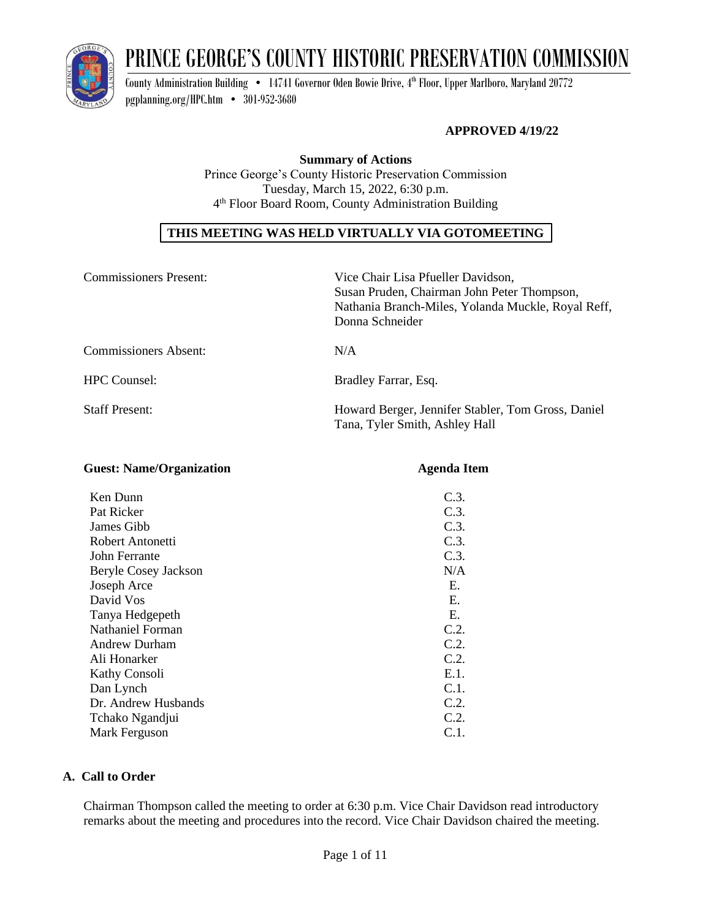# PRINCE GEORGE'S COUNTY HISTORIC PRESERVATION COMMISSION

County Administration Building • 14741 Governor Oden Bowie Drive, 4th Floor, Upper Marlboro, Maryland 20772
pgplanning.org/HPC.htm • 301-952-3680

**APPROVED 4/19/22**

**Summary of Actions**
Prince George's County Historic Preservation Commission
Tuesday, March 15, 2022, 6:30 p.m.
4th Floor Board Room, County Administration Building

**THIS MEETING WAS HELD VIRTUALLY VIA GOTOMEETING**

Commissioners Present: Vice Chair Lisa Pfueller Davidson, Susan Pruden, Chairman John Peter Thompson, Nathania Branch-Miles, Yolanda Muckle, Royal Reff, Donna Schneider

Commissioners Absent: N/A

HPC Counsel: Bradley Farrar, Esq.

Staff Present: Howard Berger, Jennifer Stabler, Tom Gross, Daniel Tana, Tyler Smith, Ashley Hall

| Guest: Name/Organization | Agenda Item |
|---|---|
| Ken Dunn | C.3. |
| Pat Ricker | C.3. |
| James Gibb | C.3. |
| Robert Antonetti | C.3. |
| John Ferrante | C.3. |
| Beryle Cosey Jackson | N/A |
| Joseph Arce | E. |
| David Vos | E. |
| Tanya Hedgepeth | E. |
| Nathaniel Forman | C.2. |
| Andrew Durham | C.2. |
| Ali Honarker | C.2. |
| Kathy Consoli | E.1. |
| Dan Lynch | C.1. |
| Dr. Andrew Husbands | C.2. |
| Tchako Ngandjui | C.2. |
| Mark Ferguson | C.1. |

## A. Call to Order

Chairman Thompson called the meeting to order at 6:30 p.m. Vice Chair Davidson read introductory remarks about the meeting and procedures into the record. Vice Chair Davidson chaired the meeting.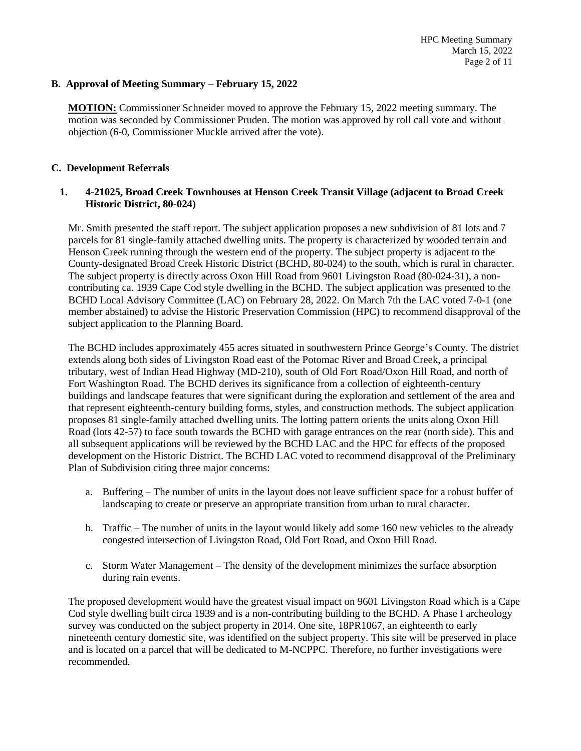## B. Approval of Meeting Summary – February 15, 2022

**MOTION:** Commissioner Schneider moved to approve the February 15, 2022 meeting summary. The motion was seconded by Commissioner Pruden. The motion was approved by roll call vote and without objection (6-0, Commissioner Muckle arrived after the vote).

## C. Development Referrals

### 1. 4-21025, Broad Creek Townhouses at Henson Creek Transit Village (adjacent to Broad Creek Historic District, 80-024)

Mr. Smith presented the staff report. The subject application proposes a new subdivision of 81 lots and 7 parcels for 81 single-family attached dwelling units. The property is characterized by wooded terrain and Henson Creek running through the western end of the property. The subject property is adjacent to the County-designated Broad Creek Historic District (BCHD, 80-024) to the south, which is rural in character. The subject property is directly across Oxon Hill Road from 9601 Livingston Road (80-024-31), a non-contributing ca. 1939 Cape Cod style dwelling in the BCHD. The subject application was presented to the BCHD Local Advisory Committee (LAC) on February 28, 2022. On March 7th the LAC voted 7-0-1 (one member abstained) to advise the Historic Preservation Commission (HPC) to recommend disapproval of the subject application to the Planning Board.

The BCHD includes approximately 455 acres situated in southwestern Prince George's County. The district extends along both sides of Livingston Road east of the Potomac River and Broad Creek, a principal tributary, west of Indian Head Highway (MD-210), south of Old Fort Road/Oxon Hill Road, and north of Fort Washington Road. The BCHD derives its significance from a collection of eighteenth-century buildings and landscape features that were significant during the exploration and settlement of the area and that represent eighteenth-century building forms, styles, and construction methods. The subject application proposes 81 single-family attached dwelling units. The lotting pattern orients the units along Oxon Hill Road (lots 42-57) to face south towards the BCHD with garage entrances on the rear (north side). This and all subsequent applications will be reviewed by the BCHD LAC and the HPC for effects of the proposed development on the Historic District. The BCHD LAC voted to recommend disapproval of the Preliminary Plan of Subdivision citing three major concerns:

a. Buffering – The number of units in the layout does not leave sufficient space for a robust buffer of landscaping to create or preserve an appropriate transition from urban to rural character.

b. Traffic – The number of units in the layout would likely add some 160 new vehicles to the already congested intersection of Livingston Road, Old Fort Road, and Oxon Hill Road.

c. Storm Water Management – The density of the development minimizes the surface absorption during rain events.

The proposed development would have the greatest visual impact on 9601 Livingston Road which is a Cape Cod style dwelling built circa 1939 and is a non-contributing building to the BCHD. A Phase I archeology survey was conducted on the subject property in 2014. One site, 18PR1067, an eighteenth to early nineteenth century domestic site, was identified on the subject property. This site will be preserved in place and is located on a parcel that will be dedicated to M-NCPPC. Therefore, no further investigations were recommended.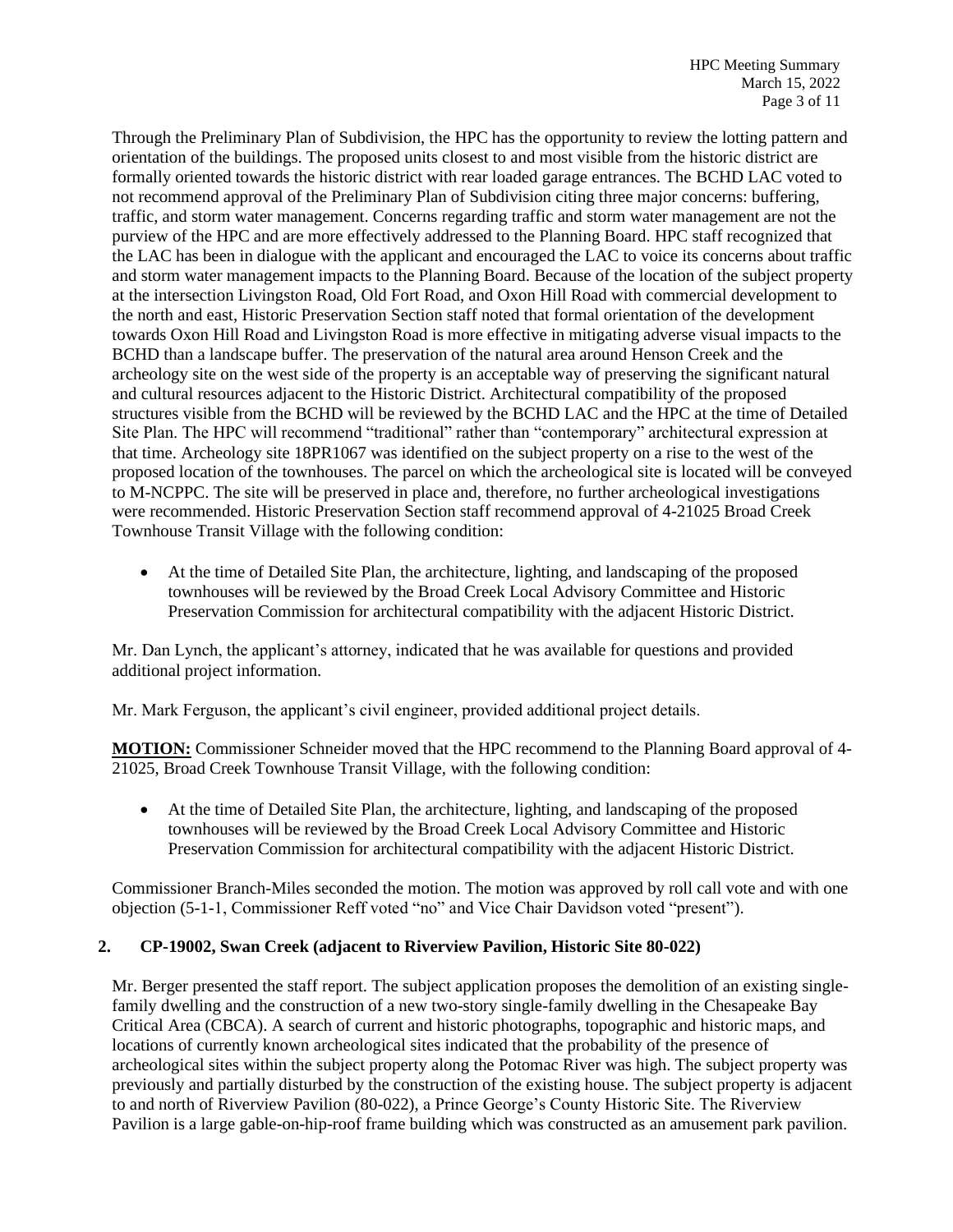Through the Preliminary Plan of Subdivision, the HPC has the opportunity to review the lotting pattern and orientation of the buildings. The proposed units closest to and most visible from the historic district are formally oriented towards the historic district with rear loaded garage entrances. The BCHD LAC voted to not recommend approval of the Preliminary Plan of Subdivision citing three major concerns: buffering, traffic, and storm water management. Concerns regarding traffic and storm water management are not the purview of the HPC and are more effectively addressed to the Planning Board. HPC staff recognized that the LAC has been in dialogue with the applicant and encouraged the LAC to voice its concerns about traffic and storm water management impacts to the Planning Board. Because of the location of the subject property at the intersection Livingston Road, Old Fort Road, and Oxon Hill Road with commercial development to the north and east, Historic Preservation Section staff noted that formal orientation of the development towards Oxon Hill Road and Livingston Road is more effective in mitigating adverse visual impacts to the BCHD than a landscape buffer. The preservation of the natural area around Henson Creek and the archeology site on the west side of the property is an acceptable way of preserving the significant natural and cultural resources adjacent to the Historic District. Architectural compatibility of the proposed structures visible from the BCHD will be reviewed by the BCHD LAC and the HPC at the time of Detailed Site Plan. The HPC will recommend "traditional" rather than "contemporary" architectural expression at that time. Archeology site 18PR1067 was identified on the subject property on a rise to the west of the proposed location of the townhouses. The parcel on which the archeological site is located will be conveyed to M-NCPPC. The site will be preserved in place and, therefore, no further archeological investigations were recommended. Historic Preservation Section staff recommend approval of 4-21025 Broad Creek Townhouse Transit Village with the following condition:

- At the time of Detailed Site Plan, the architecture, lighting, and landscaping of the proposed townhouses will be reviewed by the Broad Creek Local Advisory Committee and Historic Preservation Commission for architectural compatibility with the adjacent Historic District.

Mr. Dan Lynch, the applicant's attorney, indicated that he was available for questions and provided additional project information.

Mr. Mark Ferguson, the applicant's civil engineer, provided additional project details.

**MOTION:** Commissioner Schneider moved that the HPC recommend to the Planning Board approval of 4-21025, Broad Creek Townhouse Transit Village, with the following condition:

- At the time of Detailed Site Plan, the architecture, lighting, and landscaping of the proposed townhouses will be reviewed by the Broad Creek Local Advisory Committee and Historic Preservation Commission for architectural compatibility with the adjacent Historic District.

Commissioner Branch-Miles seconded the motion. The motion was approved by roll call vote and with one objection (5-1-1, Commissioner Reff voted "no" and Vice Chair Davidson voted "present").

## 2. CP-19002, Swan Creek (adjacent to Riverview Pavilion, Historic Site 80-022)

Mr. Berger presented the staff report. The subject application proposes the demolition of an existing single-family dwelling and the construction of a new two-story single-family dwelling in the Chesapeake Bay Critical Area (CBCA). A search of current and historic photographs, topographic and historic maps, and locations of currently known archeological sites indicated that the probability of the presence of archeological sites within the subject property along the Potomac River was high. The subject property was previously and partially disturbed by the construction of the existing house. The subject property is adjacent to and north of Riverview Pavilion (80-022), a Prince George's County Historic Site. The Riverview Pavilion is a large gable-on-hip-roof frame building which was constructed as an amusement park pavilion.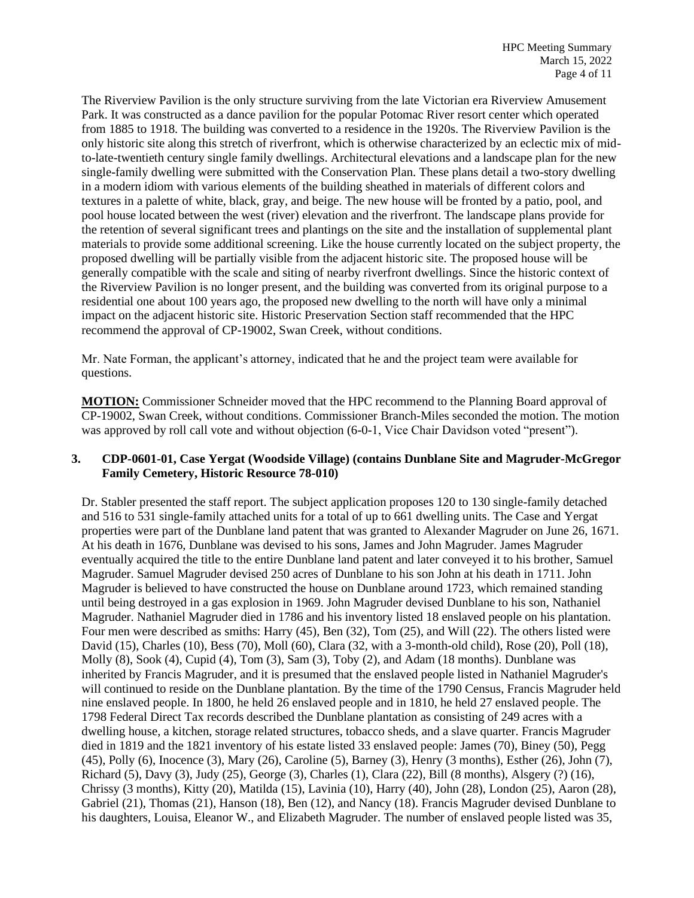The Riverview Pavilion is the only structure surviving from the late Victorian era Riverview Amusement Park. It was constructed as a dance pavilion for the popular Potomac River resort center which operated from 1885 to 1918. The building was converted to a residence in the 1920s. The Riverview Pavilion is the only historic site along this stretch of riverfront, which is otherwise characterized by an eclectic mix of mid-to-late-twentieth century single family dwellings. Architectural elevations and a landscape plan for the new single-family dwelling were submitted with the Conservation Plan. These plans detail a two-story dwelling in a modern idiom with various elements of the building sheathed in materials of different colors and textures in a palette of white, black, gray, and beige. The new house will be fronted by a patio, pool, and pool house located between the west (river) elevation and the riverfront. The landscape plans provide for the retention of several significant trees and plantings on the site and the installation of supplemental plant materials to provide some additional screening. Like the house currently located on the subject property, the proposed dwelling will be partially visible from the adjacent historic site. The proposed house will be generally compatible with the scale and siting of nearby riverfront dwellings. Since the historic context of the Riverview Pavilion is no longer present, and the building was converted from its original purpose to a residential one about 100 years ago, the proposed new dwelling to the north will have only a minimal impact on the adjacent historic site. Historic Preservation Section staff recommended that the HPC recommend the approval of CP-19002, Swan Creek, without conditions.

Mr. Nate Forman, the applicant's attorney, indicated that he and the project team were available for questions.

**MOTION:** Commissioner Schneider moved that the HPC recommend to the Planning Board approval of CP-19002, Swan Creek, without conditions. Commissioner Branch-Miles seconded the motion. The motion was approved by roll call vote and without objection (6-0-1, Vice Chair Davidson voted "present").

### 3. CDP-0601-01, Case Yergat (Woodside Village) (contains Dunblane Site and Magruder-McGregor Family Cemetery, Historic Resource 78-010)

Dr. Stabler presented the staff report. The subject application proposes 120 to 130 single-family detached and 516 to 531 single-family attached units for a total of up to 661 dwelling units. The Case and Yergat properties were part of the Dunblane land patent that was granted to Alexander Magruder on June 26, 1671. At his death in 1676, Dunblane was devised to his sons, James and John Magruder. James Magruder eventually acquired the title to the entire Dunblane land patent and later conveyed it to his brother, Samuel Magruder. Samuel Magruder devised 250 acres of Dunblane to his son John at his death in 1711. John Magruder is believed to have constructed the house on Dunblane around 1723, which remained standing until being destroyed in a gas explosion in 1969. John Magruder devised Dunblane to his son, Nathaniel Magruder. Nathaniel Magruder died in 1786 and his inventory listed 18 enslaved people on his plantation. Four men were described as smiths: Harry (45), Ben (32), Tom (25), and Will (22). The others listed were David (15), Charles (10), Bess (70), Moll (60), Clara (32, with a 3-month-old child), Rose (20), Poll (18), Molly (8), Sook (4), Cupid (4), Tom (3), Sam (3), Toby (2), and Adam (18 months). Dunblane was inherited by Francis Magruder, and it is presumed that the enslaved people listed in Nathaniel Magruder's will continued to reside on the Dunblane plantation. By the time of the 1790 Census, Francis Magruder held nine enslaved people. In 1800, he held 26 enslaved people and in 1810, he held 27 enslaved people. The 1798 Federal Direct Tax records described the Dunblane plantation as consisting of 249 acres with a dwelling house, a kitchen, storage related structures, tobacco sheds, and a slave quarter. Francis Magruder died in 1819 and the 1821 inventory of his estate listed 33 enslaved people: James (70), Biney (50), Pegg (45), Polly (6), Inocence (3), Mary (26), Caroline (5), Barney (3), Henry (3 months), Esther (26), John (7), Richard (5), Davy (3), Judy (25), George (3), Charles (1), Clara (22), Bill (8 months), Alsgery (?) (16), Chrissy (3 months), Kitty (20), Matilda (15), Lavinia (10), Harry (40), John (28), London (25), Aaron (28), Gabriel (21), Thomas (21), Hanson (18), Ben (12), and Nancy (18). Francis Magruder devised Dunblane to his daughters, Louisa, Eleanor W., and Elizabeth Magruder. The number of enslaved people listed was 35,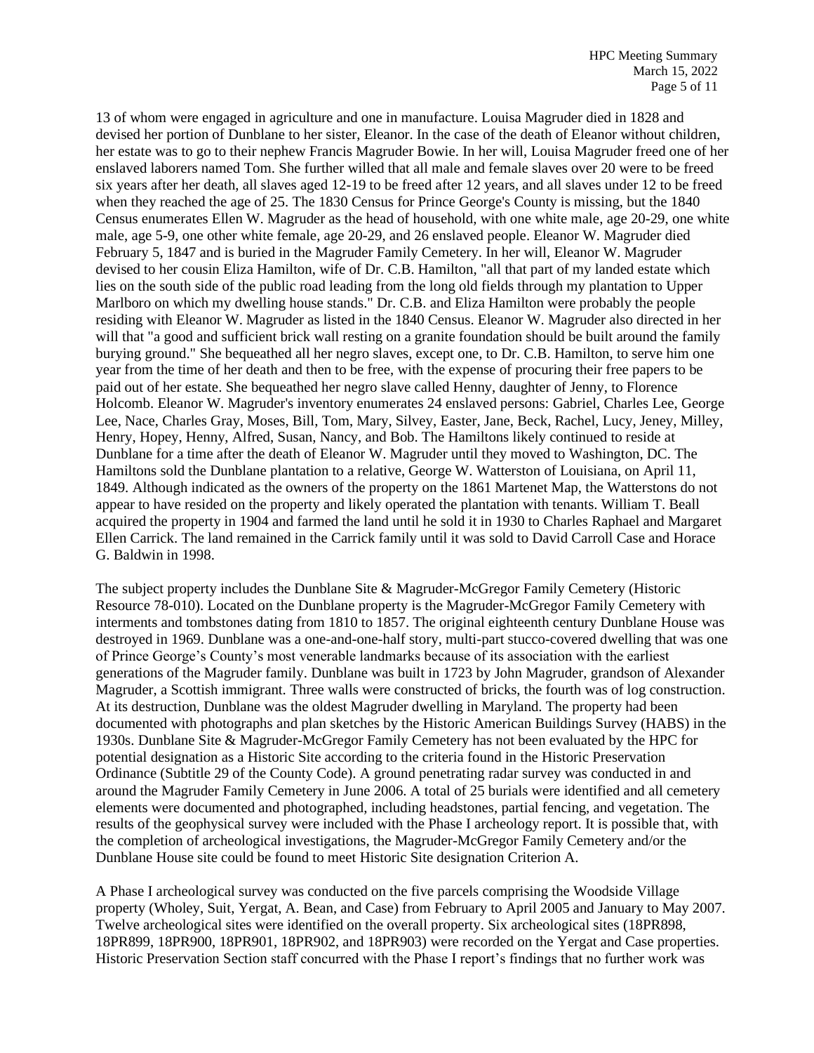13 of whom were engaged in agriculture and one in manufacture. Louisa Magruder died in 1828 and devised her portion of Dunblane to her sister, Eleanor. In the case of the death of Eleanor without children, her estate was to go to their nephew Francis Magruder Bowie. In her will, Louisa Magruder freed one of her enslaved laborers named Tom. She further willed that all male and female slaves over 20 were to be freed six years after her death, all slaves aged 12-19 to be freed after 12 years, and all slaves under 12 to be freed when they reached the age of 25. The 1830 Census for Prince George's County is missing, but the 1840 Census enumerates Ellen W. Magruder as the head of household, with one white male, age 20-29, one white male, age 5-9, one other white female, age 20-29, and 26 enslaved people. Eleanor W. Magruder died February 5, 1847 and is buried in the Magruder Family Cemetery. In her will, Eleanor W. Magruder devised to her cousin Eliza Hamilton, wife of Dr. C.B. Hamilton, "all that part of my landed estate which lies on the south side of the public road leading from the long old fields through my plantation to Upper Marlboro on which my dwelling house stands." Dr. C.B. and Eliza Hamilton were probably the people residing with Eleanor W. Magruder as listed in the 1840 Census. Eleanor W. Magruder also directed in her will that "a good and sufficient brick wall resting on a granite foundation should be built around the family burying ground." She bequeathed all her negro slaves, except one, to Dr. C.B. Hamilton, to serve him one year from the time of her death and then to be free, with the expense of procuring their free papers to be paid out of her estate. She bequeathed her negro slave called Henny, daughter of Jenny, to Florence Holcomb. Eleanor W. Magruder's inventory enumerates 24 enslaved persons: Gabriel, Charles Lee, George Lee, Nace, Charles Gray, Moses, Bill, Tom, Mary, Silvey, Easter, Jane, Beck, Rachel, Lucy, Jeney, Milley, Henry, Hopey, Henny, Alfred, Susan, Nancy, and Bob. The Hamiltons likely continued to reside at Dunblane for a time after the death of Eleanor W. Magruder until they moved to Washington, DC. The Hamiltons sold the Dunblane plantation to a relative, George W. Watterston of Louisiana, on April 11, 1849. Although indicated as the owners of the property on the 1861 Martenet Map, the Watterstons do not appear to have resided on the property and likely operated the plantation with tenants. William T. Beall acquired the property in 1904 and farmed the land until he sold it in 1930 to Charles Raphael and Margaret Ellen Carrick. The land remained in the Carrick family until it was sold to David Carroll Case and Horace G. Baldwin in 1998.

The subject property includes the Dunblane Site & Magruder-McGregor Family Cemetery (Historic Resource 78-010). Located on the Dunblane property is the Magruder-McGregor Family Cemetery with interments and tombstones dating from 1810 to 1857. The original eighteenth century Dunblane House was destroyed in 1969. Dunblane was a one-and-one-half story, multi-part stucco-covered dwelling that was one of Prince George's County's most venerable landmarks because of its association with the earliest generations of the Magruder family. Dunblane was built in 1723 by John Magruder, grandson of Alexander Magruder, a Scottish immigrant. Three walls were constructed of bricks, the fourth was of log construction. At its destruction, Dunblane was the oldest Magruder dwelling in Maryland. The property had been documented with photographs and plan sketches by the Historic American Buildings Survey (HABS) in the 1930s. Dunblane Site & Magruder-McGregor Family Cemetery has not been evaluated by the HPC for potential designation as a Historic Site according to the criteria found in the Historic Preservation Ordinance (Subtitle 29 of the County Code). A ground penetrating radar survey was conducted in and around the Magruder Family Cemetery in June 2006. A total of 25 burials were identified and all cemetery elements were documented and photographed, including headstones, partial fencing, and vegetation. The results of the geophysical survey were included with the Phase I archeology report. It is possible that, with the completion of archeological investigations, the Magruder-McGregor Family Cemetery and/or the Dunblane House site could be found to meet Historic Site designation Criterion A.

A Phase I archeological survey was conducted on the five parcels comprising the Woodside Village property (Wholey, Suit, Yergat, A. Bean, and Case) from February to April 2005 and January to May 2007. Twelve archeological sites were identified on the overall property. Six archeological sites (18PR898, 18PR899, 18PR900, 18PR901, 18PR902, and 18PR903) were recorded on the Yergat and Case properties. Historic Preservation Section staff concurred with the Phase I report's findings that no further work was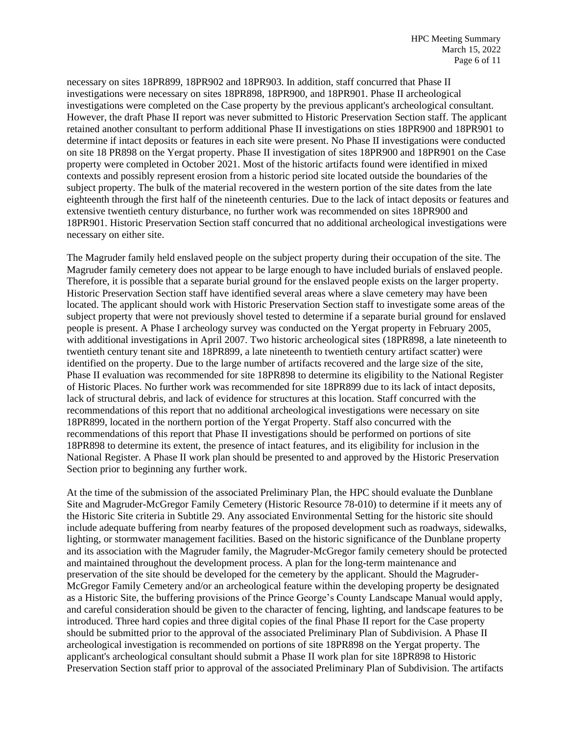necessary on sites 18PR899, 18PR902 and 18PR903. In addition, staff concurred that Phase II investigations were necessary on sites 18PR898, 18PR900, and 18PR901. Phase II archeological investigations were completed on the Case property by the previous applicant's archeological consultant. However, the draft Phase II report was never submitted to Historic Preservation Section staff. The applicant retained another consultant to perform additional Phase II investigations on sties 18PR900 and 18PR901 to determine if intact deposits or features in each site were present. No Phase II investigations were conducted on site 18 PR898 on the Yergat property. Phase II investigation of sites 18PR900 and 18PR901 on the Case property were completed in October 2021. Most of the historic artifacts found were identified in mixed contexts and possibly represent erosion from a historic period site located outside the boundaries of the subject property. The bulk of the material recovered in the western portion of the site dates from the late eighteenth through the first half of the nineteenth centuries. Due to the lack of intact deposits or features and extensive twentieth century disturbance, no further work was recommended on sites 18PR900 and 18PR901. Historic Preservation Section staff concurred that no additional archeological investigations were necessary on either site.

The Magruder family held enslaved people on the subject property during their occupation of the site. The Magruder family cemetery does not appear to be large enough to have included burials of enslaved people. Therefore, it is possible that a separate burial ground for the enslaved people exists on the larger property. Historic Preservation Section staff have identified several areas where a slave cemetery may have been located. The applicant should work with Historic Preservation Section staff to investigate some areas of the subject property that were not previously shovel tested to determine if a separate burial ground for enslaved people is present. A Phase I archeology survey was conducted on the Yergat property in February 2005, with additional investigations in April 2007. Two historic archeological sites (18PR898, a late nineteenth to twentieth century tenant site and 18PR899, a late nineteenth to twentieth century artifact scatter) were identified on the property. Due to the large number of artifacts recovered and the large size of the site, Phase II evaluation was recommended for site 18PR898 to determine its eligibility to the National Register of Historic Places. No further work was recommended for site 18PR899 due to its lack of intact deposits, lack of structural debris, and lack of evidence for structures at this location. Staff concurred with the recommendations of this report that no additional archeological investigations were necessary on site 18PR899, located in the northern portion of the Yergat Property. Staff also concurred with the recommendations of this report that Phase II investigations should be performed on portions of site 18PR898 to determine its extent, the presence of intact features, and its eligibility for inclusion in the National Register. A Phase II work plan should be presented to and approved by the Historic Preservation Section prior to beginning any further work.

At the time of the submission of the associated Preliminary Plan, the HPC should evaluate the Dunblane Site and Magruder-McGregor Family Cemetery (Historic Resource 78-010) to determine if it meets any of the Historic Site criteria in Subtitle 29. Any associated Environmental Setting for the historic site should include adequate buffering from nearby features of the proposed development such as roadways, sidewalks, lighting, or stormwater management facilities. Based on the historic significance of the Dunblane property and its association with the Magruder family, the Magruder-McGregor family cemetery should be protected and maintained throughout the development process. A plan for the long-term maintenance and preservation of the site should be developed for the cemetery by the applicant. Should the Magruder-McGregor Family Cemetery and/or an archeological feature within the developing property be designated as a Historic Site, the buffering provisions of the Prince George's County Landscape Manual would apply, and careful consideration should be given to the character of fencing, lighting, and landscape features to be introduced. Three hard copies and three digital copies of the final Phase II report for the Case property should be submitted prior to the approval of the associated Preliminary Plan of Subdivision. A Phase II archeological investigation is recommended on portions of site 18PR898 on the Yergat property. The applicant's archeological consultant should submit a Phase II work plan for site 18PR898 to Historic Preservation Section staff prior to approval of the associated Preliminary Plan of Subdivision. The artifacts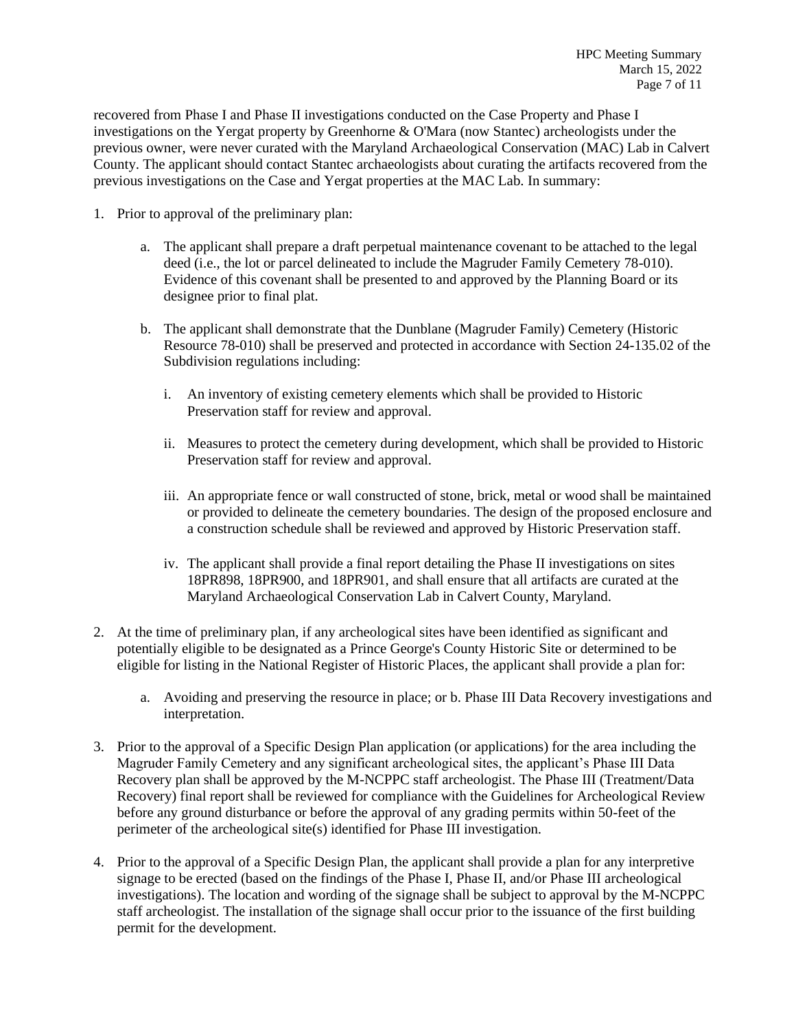recovered from Phase I and Phase II investigations conducted on the Case Property and Phase I investigations on the Yergat property by Greenhorne & O'Mara (now Stantec) archeologists under the previous owner, were never curated with the Maryland Archaeological Conservation (MAC) Lab in Calvert County. The applicant should contact Stantec archaeologists about curating the artifacts recovered from the previous investigations on the Case and Yergat properties at the MAC Lab. In summary:

1. Prior to approval of the preliminary plan:

    a. The applicant shall prepare a draft perpetual maintenance covenant to be attached to the legal deed (i.e., the lot or parcel delineated to include the Magruder Family Cemetery 78-010). Evidence of this covenant shall be presented to and approved by the Planning Board or its designee prior to final plat.

    b. The applicant shall demonstrate that the Dunblane (Magruder Family) Cemetery (Historic Resource 78-010) shall be preserved and protected in accordance with Section 24-135.02 of the Subdivision regulations including:

        i. An inventory of existing cemetery elements which shall be provided to Historic Preservation staff for review and approval.

        ii. Measures to protect the cemetery during development, which shall be provided to Historic Preservation staff for review and approval.

        iii. An appropriate fence or wall constructed of stone, brick, metal or wood shall be maintained or provided to delineate the cemetery boundaries. The design of the proposed enclosure and a construction schedule shall be reviewed and approved by Historic Preservation staff.

        iv. The applicant shall provide a final report detailing the Phase II investigations on sites 18PR898, 18PR900, and 18PR901, and shall ensure that all artifacts are curated at the Maryland Archaeological Conservation Lab in Calvert County, Maryland.

2. At the time of preliminary plan, if any archeological sites have been identified as significant and potentially eligible to be designated as a Prince George's County Historic Site or determined to be eligible for listing in the National Register of Historic Places, the applicant shall provide a plan for:

    a. Avoiding and preserving the resource in place; or b. Phase III Data Recovery investigations and interpretation.

3. Prior to the approval of a Specific Design Plan application (or applications) for the area including the Magruder Family Cemetery and any significant archeological sites, the applicant's Phase III Data Recovery plan shall be approved by the M-NCPPC staff archeologist. The Phase III (Treatment/Data Recovery) final report shall be reviewed for compliance with the Guidelines for Archeological Review before any ground disturbance or before the approval of any grading permits within 50-feet of the perimeter of the archeological site(s) identified for Phase III investigation.

4. Prior to the approval of a Specific Design Plan, the applicant shall provide a plan for any interpretive signage to be erected (based on the findings of the Phase I, Phase II, and/or Phase III archeological investigations). The location and wording of the signage shall be subject to approval by the M-NCPPC staff archeologist. The installation of the signage shall occur prior to the issuance of the first building permit for the development.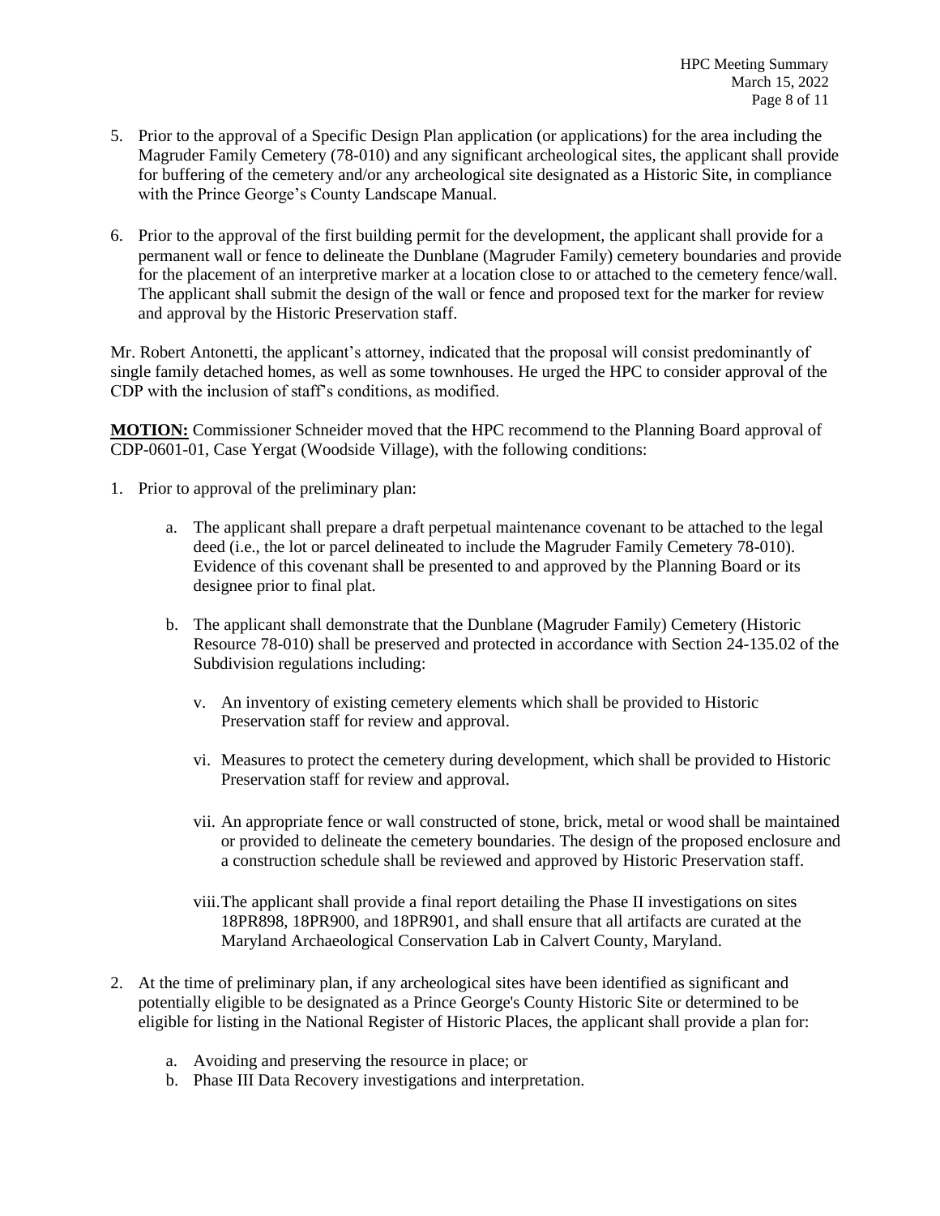5. Prior to the approval of a Specific Design Plan application (or applications) for the area including the Magruder Family Cemetery (78-010) and any significant archeological sites, the applicant shall provide for buffering of the cemetery and/or any archeological site designated as a Historic Site, in compliance with the Prince George's County Landscape Manual.

6. Prior to the approval of the first building permit for the development, the applicant shall provide for a permanent wall or fence to delineate the Dunblane (Magruder Family) cemetery boundaries and provide for the placement of an interpretive marker at a location close to or attached to the cemetery fence/wall. The applicant shall submit the design of the wall or fence and proposed text for the marker for review and approval by the Historic Preservation staff.

Mr. Robert Antonetti, the applicant's attorney, indicated that the proposal will consist predominantly of single family detached homes, as well as some townhouses. He urged the HPC to consider approval of the CDP with the inclusion of staff's conditions, as modified.

**MOTION:** Commissioner Schneider moved that the HPC recommend to the Planning Board approval of CDP-0601-01, Case Yergat (Woodside Village), with the following conditions:

1. Prior to approval of the preliminary plan:

   a. The applicant shall prepare a draft perpetual maintenance covenant to be attached to the legal deed (i.e., the lot or parcel delineated to include the Magruder Family Cemetery 78-010). Evidence of this covenant shall be presented to and approved by the Planning Board or its designee prior to final plat.

   b. The applicant shall demonstrate that the Dunblane (Magruder Family) Cemetery (Historic Resource 78-010) shall be preserved and protected in accordance with Section 24-135.02 of the Subdivision regulations including:

      v. An inventory of existing cemetery elements which shall be provided to Historic Preservation staff for review and approval.

      vi. Measures to protect the cemetery during development, which shall be provided to Historic Preservation staff for review and approval.

      vii. An appropriate fence or wall constructed of stone, brick, metal or wood shall be maintained or provided to delineate the cemetery boundaries. The design of the proposed enclosure and a construction schedule shall be reviewed and approved by Historic Preservation staff.

      viii. The applicant shall provide a final report detailing the Phase II investigations on sites 18PR898, 18PR900, and 18PR901, and shall ensure that all artifacts are curated at the Maryland Archaeological Conservation Lab in Calvert County, Maryland.

2. At the time of preliminary plan, if any archeological sites have been identified as significant and potentially eligible to be designated as a Prince George's County Historic Site or determined to be eligible for listing in the National Register of Historic Places, the applicant shall provide a plan for:

   a. Avoiding and preserving the resource in place; or
   b. Phase III Data Recovery investigations and interpretation.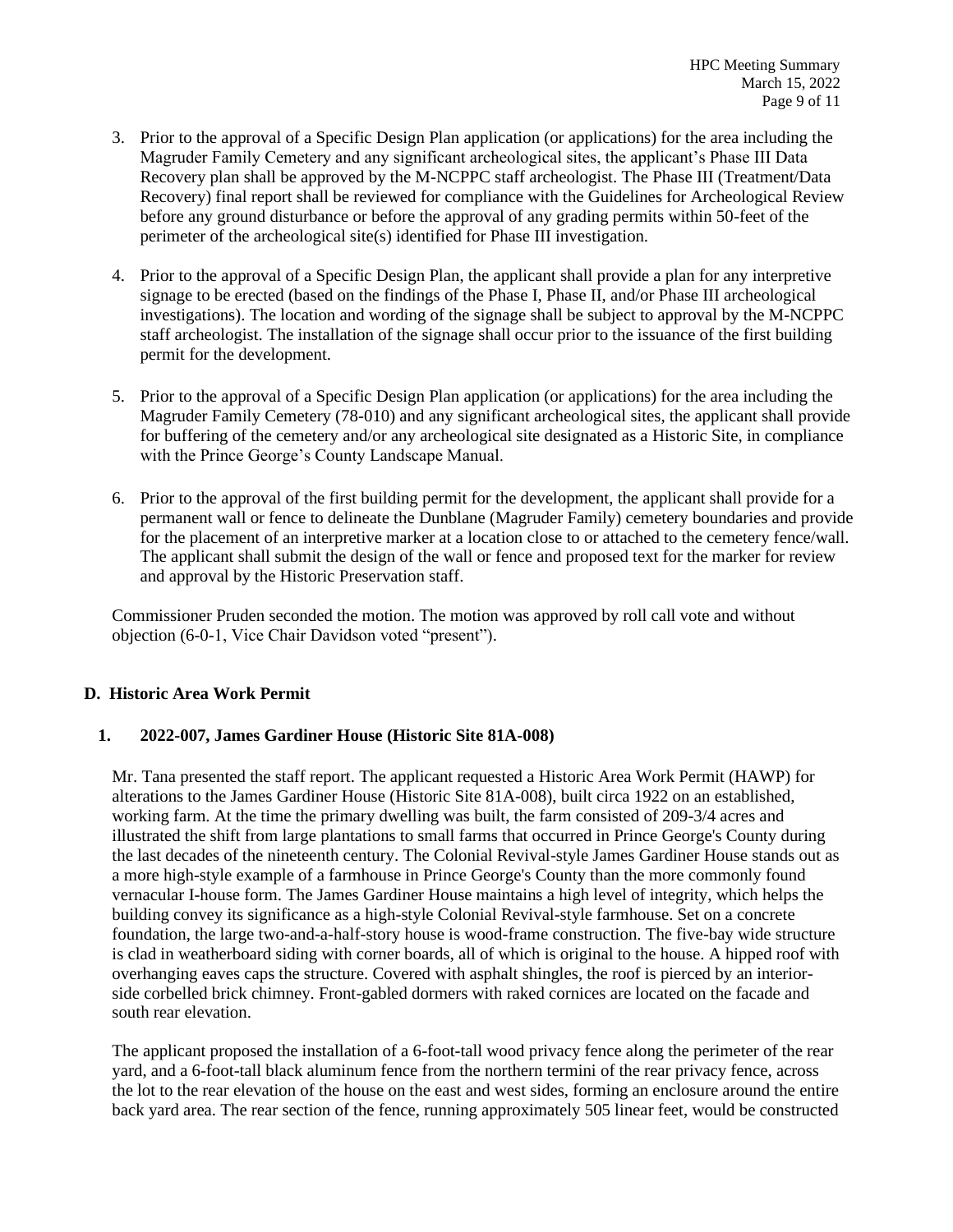3. Prior to the approval of a Specific Design Plan application (or applications) for the area including the Magruder Family Cemetery and any significant archeological sites, the applicant's Phase III Data Recovery plan shall be approved by the M-NCPPC staff archeologist. The Phase III (Treatment/Data Recovery) final report shall be reviewed for compliance with the Guidelines for Archeological Review before any ground disturbance or before the approval of any grading permits within 50-feet of the perimeter of the archeological site(s) identified for Phase III investigation.

4. Prior to the approval of a Specific Design Plan, the applicant shall provide a plan for any interpretive signage to be erected (based on the findings of the Phase I, Phase II, and/or Phase III archeological investigations). The location and wording of the signage shall be subject to approval by the M-NCPPC staff archeologist. The installation of the signage shall occur prior to the issuance of the first building permit for the development.

5. Prior to the approval of a Specific Design Plan application (or applications) for the area including the Magruder Family Cemetery (78-010) and any significant archeological sites, the applicant shall provide for buffering of the cemetery and/or any archeological site designated as a Historic Site, in compliance with the Prince George's County Landscape Manual.

6. Prior to the approval of the first building permit for the development, the applicant shall provide for a permanent wall or fence to delineate the Dunblane (Magruder Family) cemetery boundaries and provide for the placement of an interpretive marker at a location close to or attached to the cemetery fence/wall. The applicant shall submit the design of the wall or fence and proposed text for the marker for review and approval by the Historic Preservation staff.

Commissioner Pruden seconded the motion. The motion was approved by roll call vote and without objection (6-0-1, Vice Chair Davidson voted "present").

## D. Historic Area Work Permit

### 1. 2022-007, James Gardiner House (Historic Site 81A-008)

Mr. Tana presented the staff report. The applicant requested a Historic Area Work Permit (HAWP) for alterations to the James Gardiner House (Historic Site 81A-008), built circa 1922 on an established, working farm. At the time the primary dwelling was built, the farm consisted of 209-3/4 acres and illustrated the shift from large plantations to small farms that occurred in Prince George's County during the last decades of the nineteenth century. The Colonial Revival-style James Gardiner House stands out as a more high-style example of a farmhouse in Prince George's County than the more commonly found vernacular I-house form. The James Gardiner House maintains a high level of integrity, which helps the building convey its significance as a high-style Colonial Revival-style farmhouse. Set on a concrete foundation, the large two-and-a-half-story house is wood-frame construction. The five-bay wide structure is clad in weatherboard siding with corner boards, all of which is original to the house. A hipped roof with overhanging eaves caps the structure. Covered with asphalt shingles, the roof is pierced by an interior-side corbelled brick chimney. Front-gabled dormers with raked cornices are located on the facade and south rear elevation.

The applicant proposed the installation of a 6-foot-tall wood privacy fence along the perimeter of the rear yard, and a 6-foot-tall black aluminum fence from the northern termini of the rear privacy fence, across the lot to the rear elevation of the house on the east and west sides, forming an enclosure around the entire back yard area. The rear section of the fence, running approximately 505 linear feet, would be constructed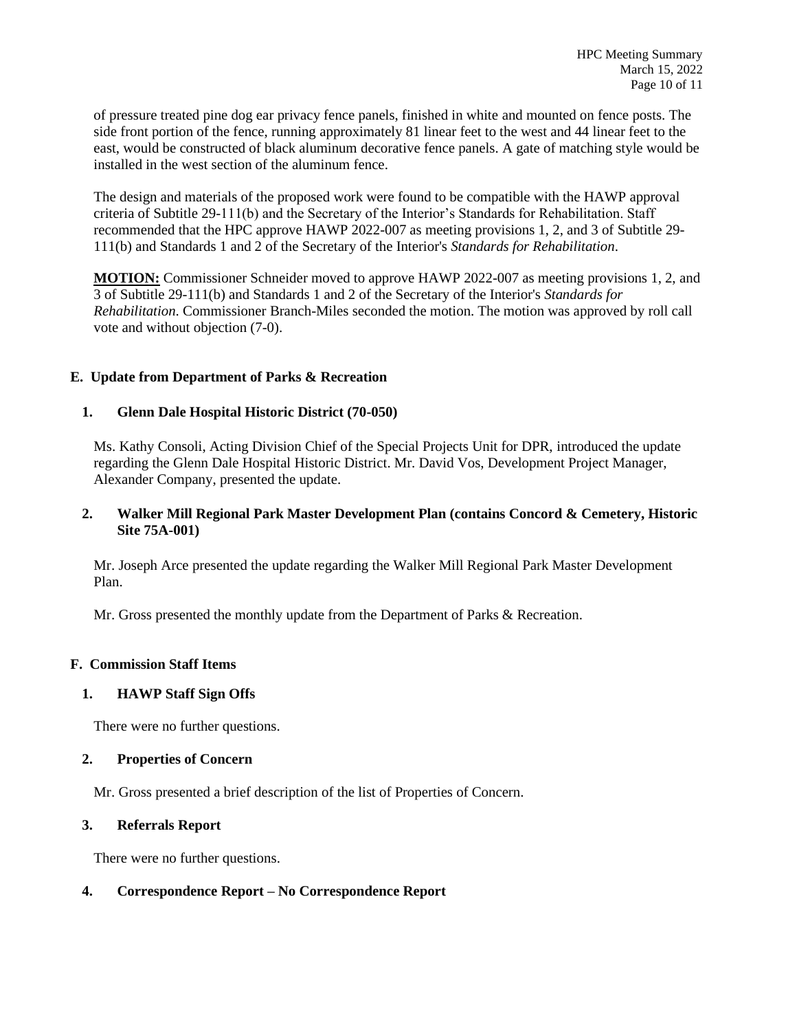of pressure treated pine dog ear privacy fence panels, finished in white and mounted on fence posts. The side front portion of the fence, running approximately 81 linear feet to the west and 44 linear feet to the east, would be constructed of black aluminum decorative fence panels. A gate of matching style would be installed in the west section of the aluminum fence.

The design and materials of the proposed work were found to be compatible with the HAWP approval criteria of Subtitle 29-111(b) and the Secretary of the Interior's Standards for Rehabilitation. Staff recommended that the HPC approve HAWP 2022-007 as meeting provisions 1, 2, and 3 of Subtitle 29-111(b) and Standards 1 and 2 of the Secretary of the Interior's *Standards for Rehabilitation*.

**MOTION:** Commissioner Schneider moved to approve HAWP 2022-007 as meeting provisions 1, 2, and 3 of Subtitle 29-111(b) and Standards 1 and 2 of the Secretary of the Interior's *Standards for Rehabilitation*. Commissioner Branch-Miles seconded the motion. The motion was approved by roll call vote and without objection (7-0).

## E. Update from Department of Parks & Recreation

### 1. Glenn Dale Hospital Historic District (70-050)

Ms. Kathy Consoli, Acting Division Chief of the Special Projects Unit for DPR, introduced the update regarding the Glenn Dale Hospital Historic District. Mr. David Vos, Development Project Manager, Alexander Company, presented the update.

### 2. Walker Mill Regional Park Master Development Plan (contains Concord & Cemetery, Historic Site 75A-001)

Mr. Joseph Arce presented the update regarding the Walker Mill Regional Park Master Development Plan.

Mr. Gross presented the monthly update from the Department of Parks & Recreation.

## F. Commission Staff Items

### 1. HAWP Staff Sign Offs

There were no further questions.

### 2. Properties of Concern

Mr. Gross presented a brief description of the list of Properties of Concern.

### 3. Referrals Report

There were no further questions.

### 4. Correspondence Report – No Correspondence Report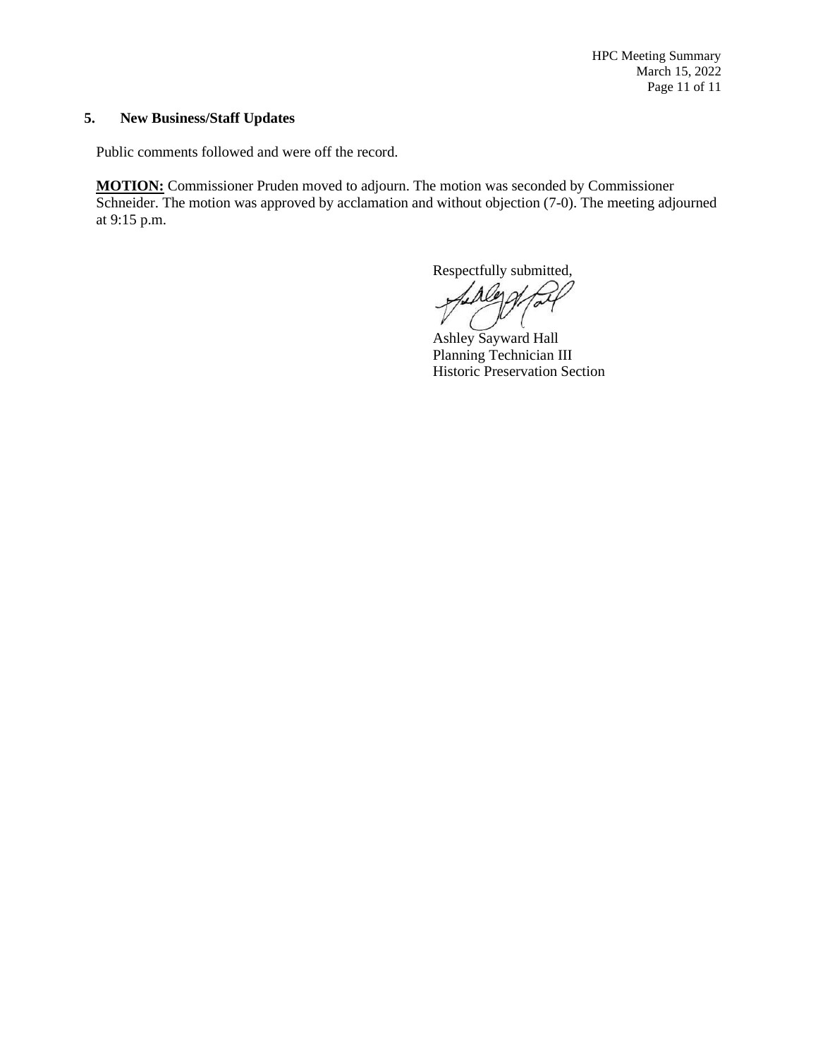## 5. New Business/Staff Updates

Public comments followed and were off the record.

**MOTION:** Commissioner Pruden moved to adjourn. The motion was seconded by Commissioner Schneider. The motion was approved by acclamation and without objection (7-0). The meeting adjourned at 9:15 p.m.

Respectfully submitted,

Ashley Sayward Hall
Planning Technician III
Historic Preservation Section